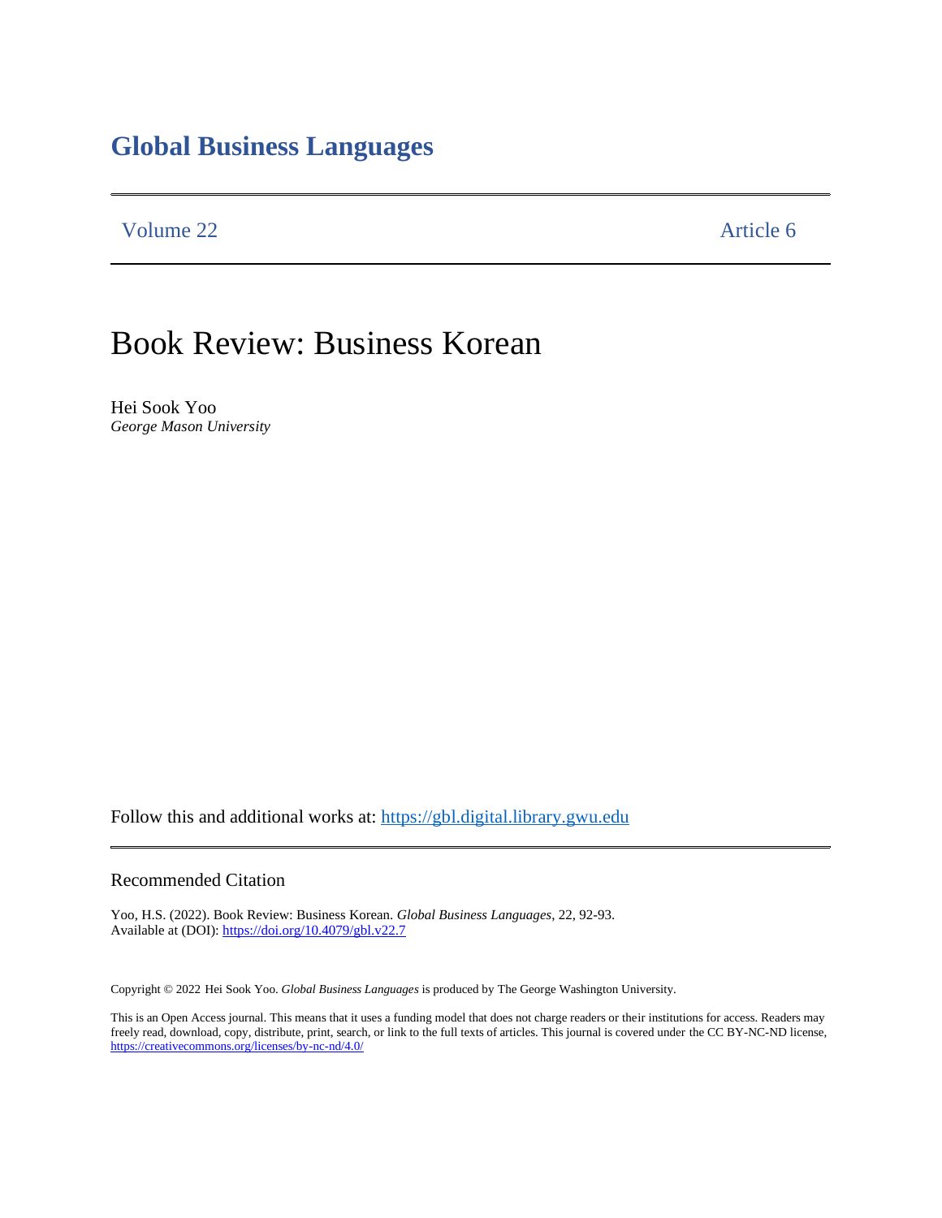# Global Business Languages

Volume 22 Article 6

# Book Review: Business Korean

Hei Sook Yoo
*George Mason University*

Follow this and additional works at: https://gbl.digital.library.gwu.edu

## Recommended Citation

Yoo, H.S. (2022). Book Review: Business Korean. *Global Business Languages*, 22, 92-93.
Available at (DOI): https://doi.org/10.4079/gbl.v22.7

Copyright © 2022 Hei Sook Yoo. *Global Business Languages* is produced by The George Washington University.

This is an Open Access journal. This means that it uses a funding model that does not charge readers or their institutions for access. Readers may freely read, download, copy, distribute, print, search, or link to the full texts of articles. This journal is covered under the CC BY-NC-ND license, https://creativecommons.org/licenses/by-nc-nd/4.0/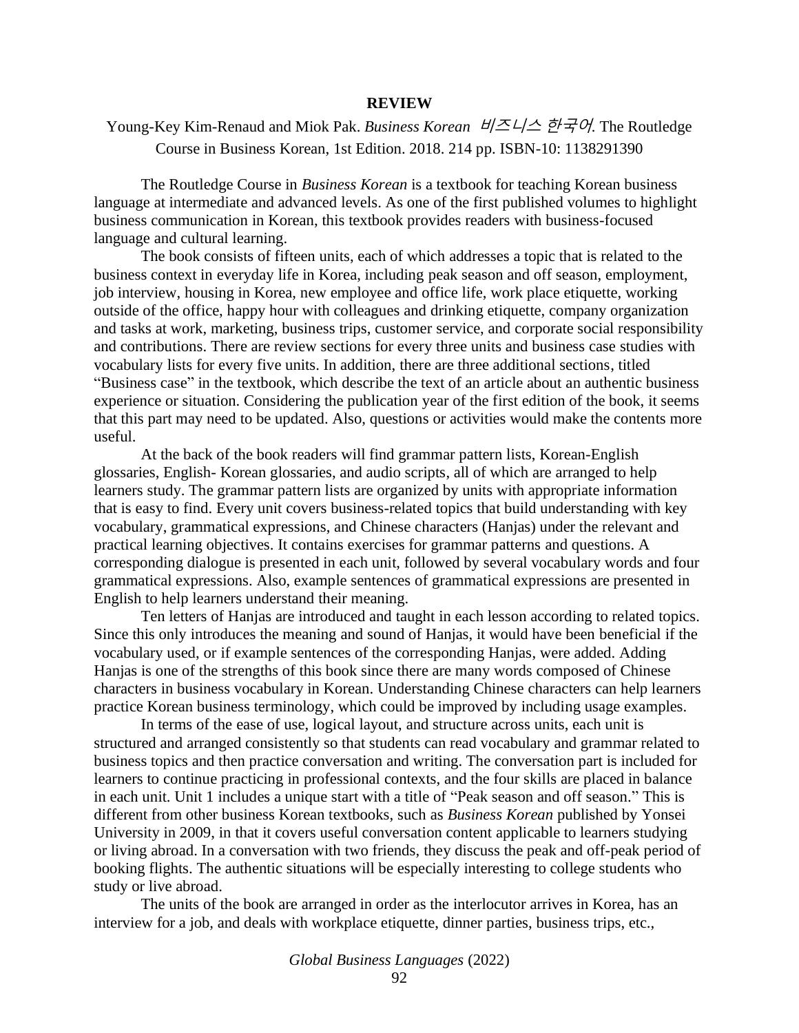**REVIEW**

Young-Key Kim-Renaud and Miok Pak. *Business Korean* *비즈니스 한국어*. The Routledge Course in Business Korean, 1st Edition. 2018. 214 pp. ISBN-10: 1138291390

The Routledge Course in *Business Korean* is a textbook for teaching Korean business language at intermediate and advanced levels. As one of the first published volumes to highlight business communication in Korean, this textbook provides readers with business-focused language and cultural learning.

The book consists of fifteen units, each of which addresses a topic that is related to the business context in everyday life in Korea, including peak season and off season, employment, job interview, housing in Korea, new employee and office life, work place etiquette, working outside of the office, happy hour with colleagues and drinking etiquette, company organization and tasks at work, marketing, business trips, customer service, and corporate social responsibility and contributions. There are review sections for every three units and business case studies with vocabulary lists for every five units. In addition, there are three additional sections, titled "Business case" in the textbook, which describe the text of an article about an authentic business experience or situation. Considering the publication year of the first edition of the book, it seems that this part may need to be updated. Also, questions or activities would make the contents more useful.

At the back of the book readers will find grammar pattern lists, Korean-English glossaries, English- Korean glossaries, and audio scripts, all of which are arranged to help learners study. The grammar pattern lists are organized by units with appropriate information that is easy to find. Every unit covers business-related topics that build understanding with key vocabulary, grammatical expressions, and Chinese characters (Hanjas) under the relevant and practical learning objectives. It contains exercises for grammar patterns and questions. A corresponding dialogue is presented in each unit, followed by several vocabulary words and four grammatical expressions. Also, example sentences of grammatical expressions are presented in English to help learners understand their meaning.

Ten letters of Hanjas are introduced and taught in each lesson according to related topics. Since this only introduces the meaning and sound of Hanjas, it would have been beneficial if the vocabulary used, or if example sentences of the corresponding Hanjas, were added. Adding Hanjas is one of the strengths of this book since there are many words composed of Chinese characters in business vocabulary in Korean. Understanding Chinese characters can help learners practice Korean business terminology, which could be improved by including usage examples.

In terms of the ease of use, logical layout, and structure across units, each unit is structured and arranged consistently so that students can read vocabulary and grammar related to business topics and then practice conversation and writing. The conversation part is included for learners to continue practicing in professional contexts, and the four skills are placed in balance in each unit. Unit 1 includes a unique start with a title of "Peak season and off season." This is different from other business Korean textbooks, such as *Business Korean* published by Yonsei University in 2009, in that it covers useful conversation content applicable to learners studying or living abroad. In a conversation with two friends, they discuss the peak and off-peak period of booking flights. The authentic situations will be especially interesting to college students who study or live abroad.

The units of the book are arranged in order as the interlocutor arrives in Korea, has an interview for a job, and deals with workplace etiquette, dinner parties, business trips, etc.,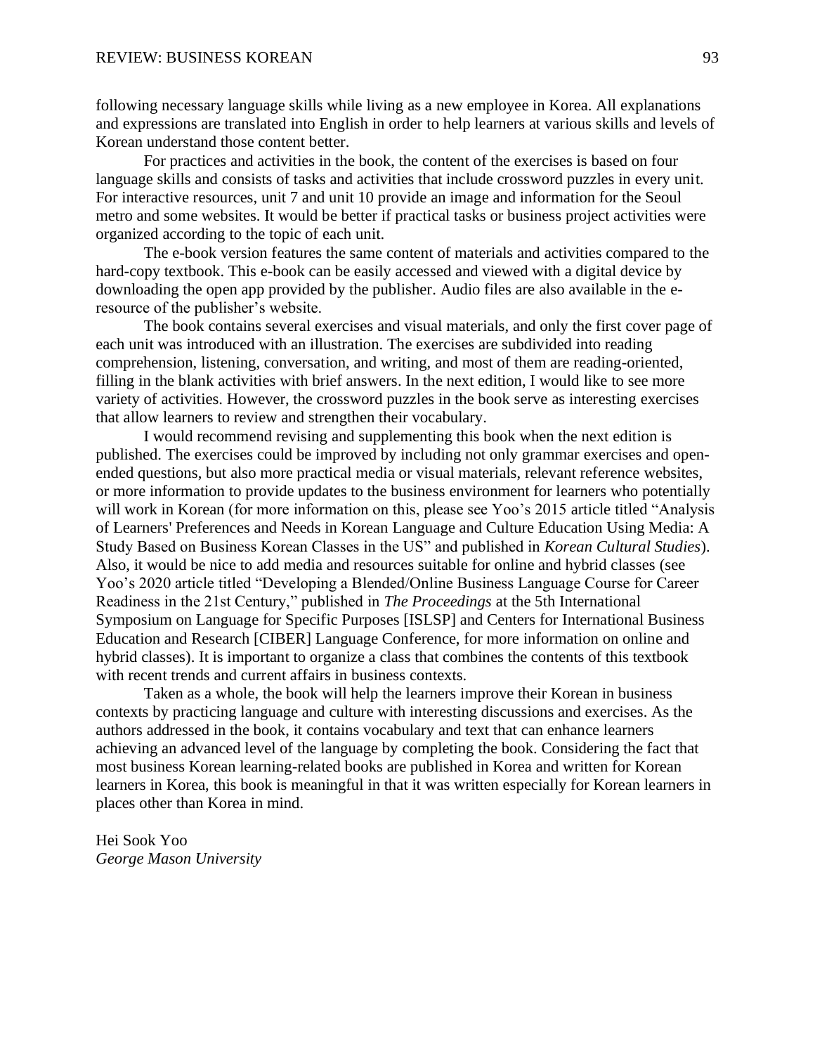following necessary language skills while living as a new employee in Korea. All explanations and expressions are translated into English in order to help learners at various skills and levels of Korean understand those content better.

For practices and activities in the book, the content of the exercises is based on four language skills and consists of tasks and activities that include crossword puzzles in every unit. For interactive resources, unit 7 and unit 10 provide an image and information for the Seoul metro and some websites. It would be better if practical tasks or business project activities were organized according to the topic of each unit.

The e-book version features the same content of materials and activities compared to the hard-copy textbook. This e-book can be easily accessed and viewed with a digital device by downloading the open app provided by the publisher. Audio files are also available in the e-resource of the publisher's website.

The book contains several exercises and visual materials, and only the first cover page of each unit was introduced with an illustration. The exercises are subdivided into reading comprehension, listening, conversation, and writing, and most of them are reading-oriented, filling in the blank activities with brief answers. In the next edition, I would like to see more variety of activities. However, the crossword puzzles in the book serve as interesting exercises that allow learners to review and strengthen their vocabulary.

I would recommend revising and supplementing this book when the next edition is published. The exercises could be improved by including not only grammar exercises and open-ended questions, but also more practical media or visual materials, relevant reference websites, or more information to provide updates to the business environment for learners who potentially will work in Korean (for more information on this, please see Yoo's 2015 article titled "Analysis of Learners' Preferences and Needs in Korean Language and Culture Education Using Media: A Study Based on Business Korean Classes in the US" and published in *Korean Cultural Studies*). Also, it would be nice to add media and resources suitable for online and hybrid classes (see Yoo's 2020 article titled "Developing a Blended/Online Business Language Course for Career Readiness in the 21st Century," published in *The Proceedings* at the 5th International Symposium on Language for Specific Purposes [ISLSP] and Centers for International Business Education and Research [CIBER] Language Conference, for more information on online and hybrid classes). It is important to organize a class that combines the contents of this textbook with recent trends and current affairs in business contexts.

Taken as a whole, the book will help the learners improve their Korean in business contexts by practicing language and culture with interesting discussions and exercises. As the authors addressed in the book, it contains vocabulary and text that can enhance learners achieving an advanced level of the language by completing the book. Considering the fact that most business Korean learning-related books are published in Korea and written for Korean learners in Korea, this book is meaningful in that it was written especially for Korean learners in places other than Korea in mind.

Hei Sook Yoo
*George Mason University*